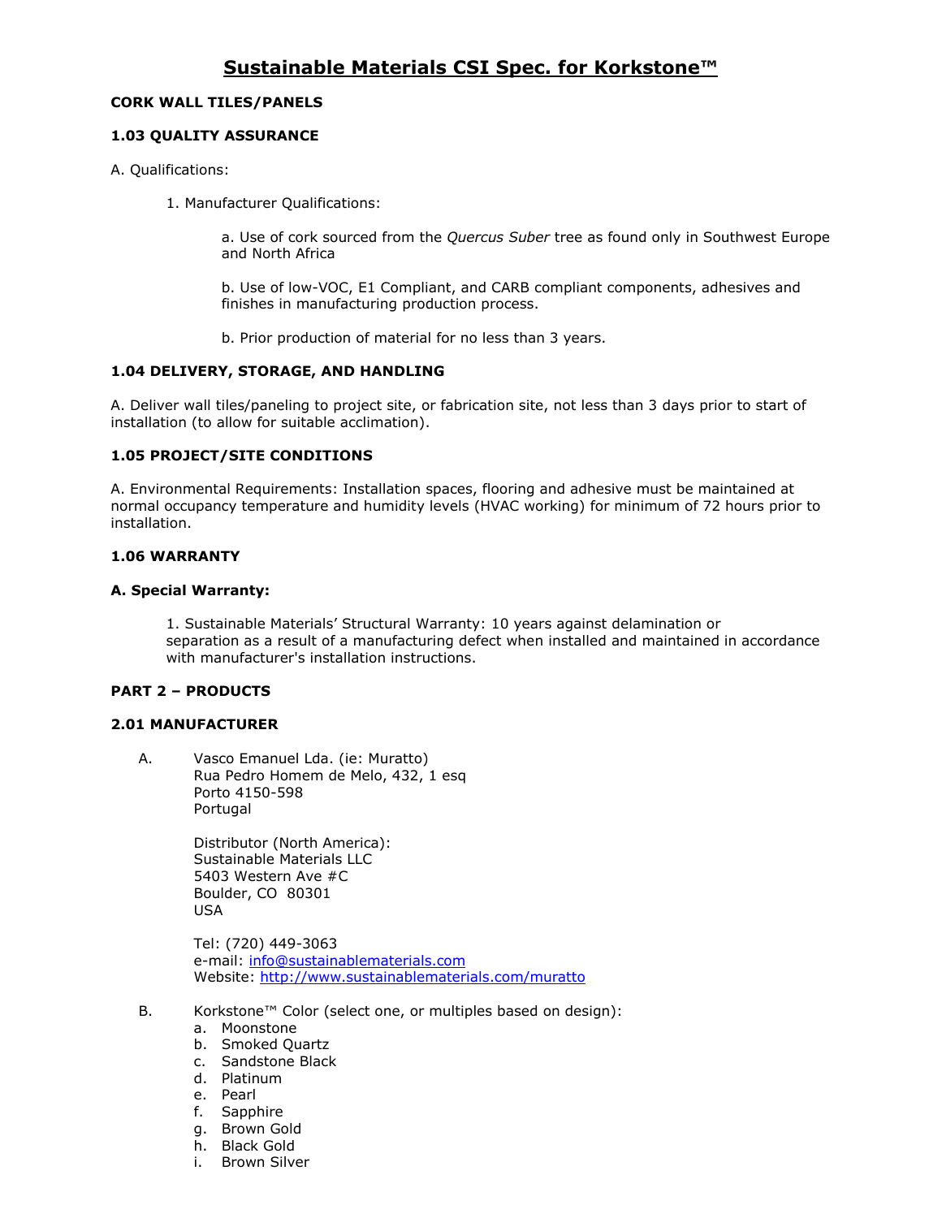# Sustainable Materials CSI Spec. for Korkstone™

**CORK WALL TILES/PANELS**

**1.03 QUALITY ASSURANCE**

A. Qualifications:

1. Manufacturer Qualifications:

   a. Use of cork sourced from the *Quercus Suber* tree as found only in Southwest Europe and North Africa

   b. Use of low-VOC, E1 Compliant, and CARB compliant components, adhesives and finishes in manufacturing production process.

   b. Prior production of material for no less than 3 years.

**1.04 DELIVERY, STORAGE, AND HANDLING**

A. Deliver wall tiles/paneling to project site, or fabrication site, not less than 3 days prior to start of installation (to allow for suitable acclimation).

**1.05 PROJECT/SITE CONDITIONS**

A. Environmental Requirements: Installation spaces, flooring and adhesive must be maintained at normal occupancy temperature and humidity levels (HVAC working) for minimum of 72 hours prior to installation.

**1.06 WARRANTY**

**A. Special Warranty:**

1. Sustainable Materials' Structural Warranty: 10 years against delamination or separation as a result of a manufacturing defect when installed and maintained in accordance with manufacturer's installation instructions.

**PART 2 – PRODUCTS**

**2.01 MANUFACTURER**

A. Vasco Emanuel Lda. (ie: Muratto)
Rua Pedro Homem de Melo, 432, 1 esq
Porto 4150-598
Portugal

Distributor (North America):
Sustainable Materials LLC
5403 Western Ave #C
Boulder, CO 80301
USA

Tel: (720) 449-3063
e-mail: info@sustainablematerials.com
Website: http://www.sustainablematerials.com/muratto

B. Korkstone™ Color (select one, or multiples based on design):
   a. Moonstone
   b. Smoked Quartz
   c. Sandstone Black
   d. Platinum
   e. Pearl
   f. Sapphire
   g. Brown Gold
   h. Black Gold
   i. Brown Silver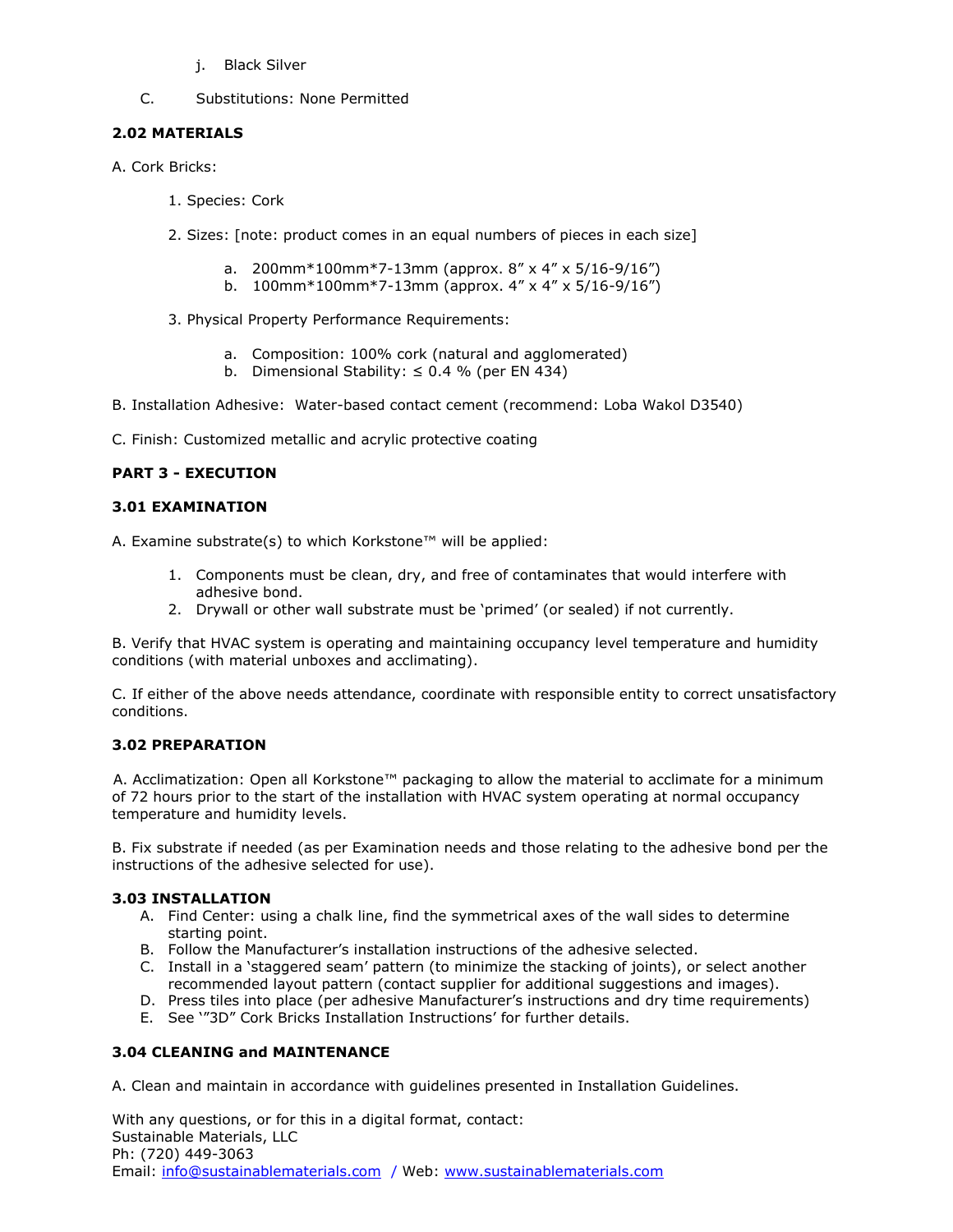j. Black Silver

C. Substitutions: None Permitted

**2.02 MATERIALS**

A. Cork Bricks:

1. Species: Cork

2. Sizes: [note: product comes in an equal numbers of pieces in each size]

   a. 200mm*100mm*7-13mm (approx. 8” x 4” x 5/16-9/16”)
   b. 100mm*100mm*7-13mm (approx. 4” x 4” x 5/16-9/16”)

3. Physical Property Performance Requirements:

   a. Composition: 100% cork (natural and agglomerated)
   b. Dimensional Stability: ≤ 0.4 % (per EN 434)

B. Installation Adhesive: Water-based contact cement (recommend: Loba Wakol D3540)

C. Finish: Customized metallic and acrylic protective coating

**PART 3 - EXECUTION**

**3.01 EXAMINATION**

A. Examine substrate(s) to which Korkstone™ will be applied:

1. Components must be clean, dry, and free of contaminates that would interfere with adhesive bond.
2. Drywall or other wall substrate must be ‘primed’ (or sealed) if not currently.

B. Verify that HVAC system is operating and maintaining occupancy level temperature and humidity conditions (with material unboxes and acclimating).

C. If either of the above needs attendance, coordinate with responsible entity to correct unsatisfactory conditions.

**3.02 PREPARATION**

A. Acclimatization: Open all Korkstone™ packaging to allow the material to acclimate for a minimum of 72 hours prior to the start of the installation with HVAC system operating at normal occupancy temperature and humidity levels.

B. Fix substrate if needed (as per Examination needs and those relating to the adhesive bond per the instructions of the adhesive selected for use).

**3.03 INSTALLATION**

A. Find Center: using a chalk line, find the symmetrical axes of the wall sides to determine starting point.
B. Follow the Manufacturer’s installation instructions of the adhesive selected.
C. Install in a ‘staggered seam’ pattern (to minimize the stacking of joints), or select another recommended layout pattern (contact supplier for additional suggestions and images).
D. Press tiles into place (per adhesive Manufacturer’s instructions and dry time requirements)
E. See ‘”3D” Cork Bricks Installation Instructions’ for further details.

**3.04 CLEANING and MAINTENANCE**

A. Clean and maintain in accordance with guidelines presented in Installation Guidelines.

With any questions, or for this in a digital format, contact:
Sustainable Materials, LLC
Ph: (720) 449-3063
Email: info@sustainablematerials.com / Web: www.sustainablematerials.com